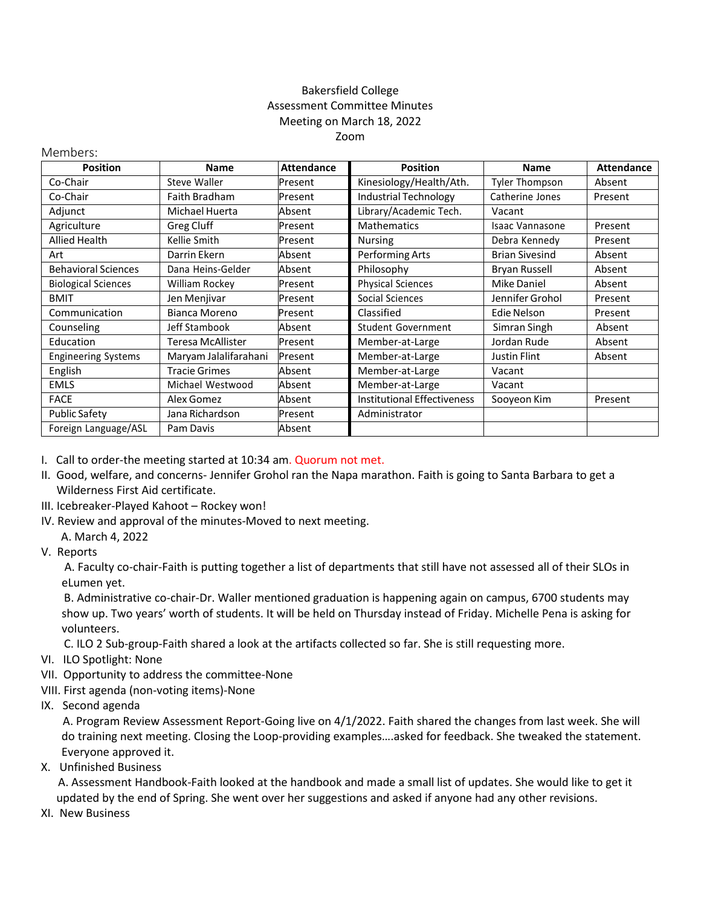Bakersfield College
Assessment Committee Minutes
Meeting on March 18, 2022
Zoom

Members:

| Position | Name | Attendance | Position | Name | Attendance |
|---|---|---|---|---|---|
| Co-Chair | Steve Waller | Present | Kinesiology/Health/Ath. | Tyler Thompson | Absent |
| Co-Chair | Faith Bradham | Present | Industrial Technology | Catherine Jones | Present |
| Adjunct | Michael Huerta | Absent | Library/Academic Tech. | Vacant | |
| Agriculture | Greg Cluff | Present | Mathematics | Isaac Vannasone | Present |
| Allied Health | Kellie Smith | Present | Nursing | Debra Kennedy | Present |
| Art | Darrin Ekern | Absent | Performing Arts | Brian Sivesind | Absent |
| Behavioral Sciences | Dana Heins-Gelder | Absent | Philosophy | Bryan Russell | Absent |
| Biological Sciences | William Rockey | Present | Physical Sciences | Mike Daniel | Absent |
| BMIT | Jen Menjivar | Present | Social Sciences | Jennifer Grohol | Present |
| Communication | Bianca Moreno | Present | Classified | Edie Nelson | Present |
| Counseling | Jeff Stambook | Absent | Student Government | Simran Singh | Absent |
| Education | Teresa McAllister | Present | Member-at-Large | Jordan Rude | Absent |
| Engineering Systems | Maryam Jalalifarahani | Present | Member-at-Large | Justin Flint | Absent |
| English | Tracie Grimes | Absent | Member-at-Large | Vacant | |
| EMLS | Michael Westwood | Absent | Member-at-Large | Vacant | |
| FACE | Alex Gomez | Absent | Institutional Effectiveness | Sooyeon Kim | Present |
| Public Safety | Jana Richardson | Present | Administrator | | |
| Foreign Language/ASL | Pam Davis | Absent | | | |

I. Call to order-the meeting started at 10:34 am. Quorum not met.

II. Good, welfare, and concerns- Jennifer Grohol ran the Napa marathon. Faith is going to Santa Barbara to get a Wilderness First Aid certificate.

III. Icebreaker-Played Kahoot – Rockey won!

IV. Review and approval of the minutes-Moved to next meeting.
   A. March 4, 2022

V. Reports
   A. Faculty co-chair-Faith is putting together a list of departments that still have not assessed all of their SLOs in eLumen yet.
   B. Administrative co-chair-Dr. Waller mentioned graduation is happening again on campus, 6700 students may show up. Two years' worth of students. It will be held on Thursday instead of Friday. Michelle Pena is asking for volunteers.
   C. ILO 2 Sub-group-Faith shared a look at the artifacts collected so far. She is still requesting more.

VI. ILO Spotlight: None

VII. Opportunity to address the committee-None

VIII. First agenda (non-voting items)-None

IX. Second agenda
   A. Program Review Assessment Report-Going live on 4/1/2022. Faith shared the changes from last week. She will do training next meeting. Closing the Loop-providing examples….asked for feedback. She tweaked the statement. Everyone approved it.

X. Unfinished Business
   A. Assessment Handbook-Faith looked at the handbook and made a small list of updates. She would like to get it updated by the end of Spring. She went over her suggestions and asked if anyone had any other revisions.

XI. New Business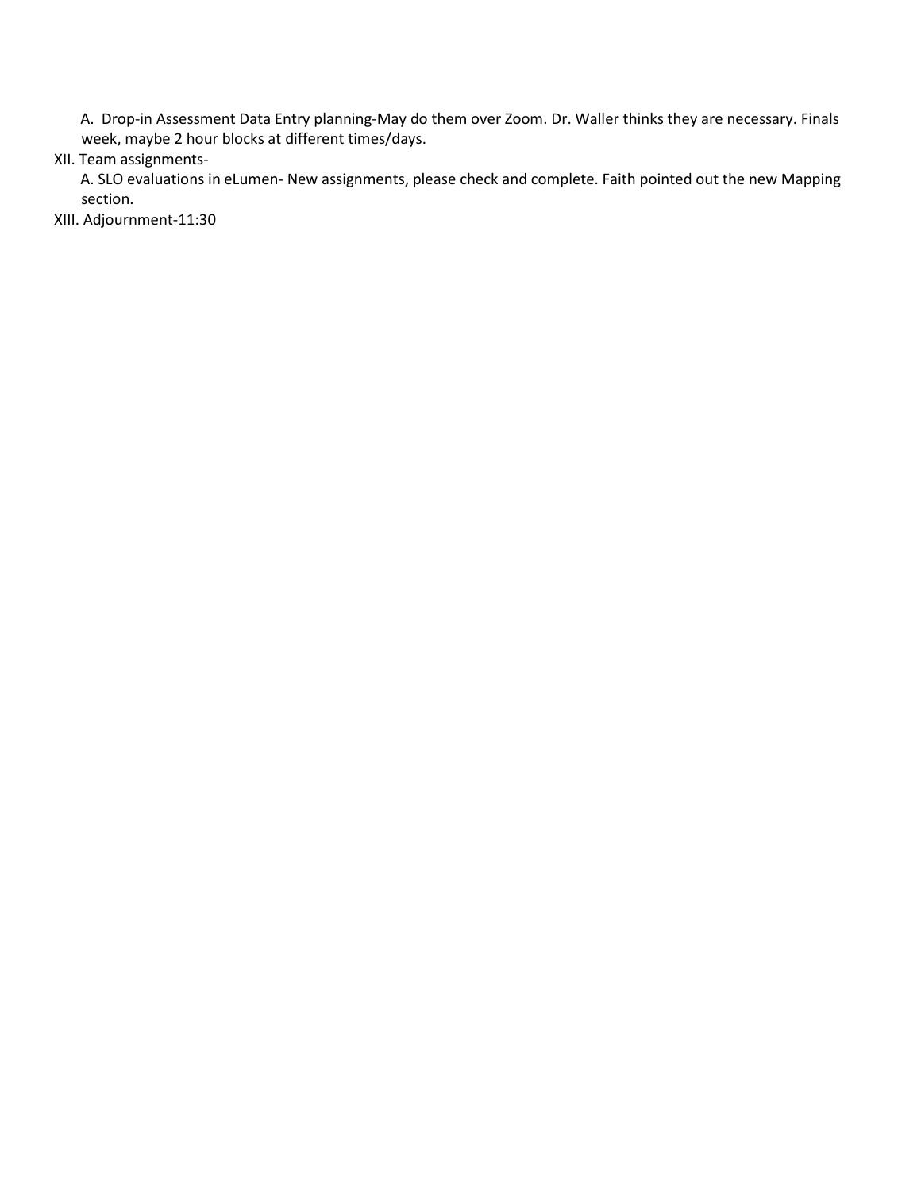A. Drop-in Assessment Data Entry planning-May do them over Zoom. Dr. Waller thinks they are necessary. Finals week, maybe 2 hour blocks at different times/days.

XII. Team assignments-

A. SLO evaluations in eLumen- New assignments, please check and complete. Faith pointed out the new Mapping section.

XIII. Adjournment-11:30